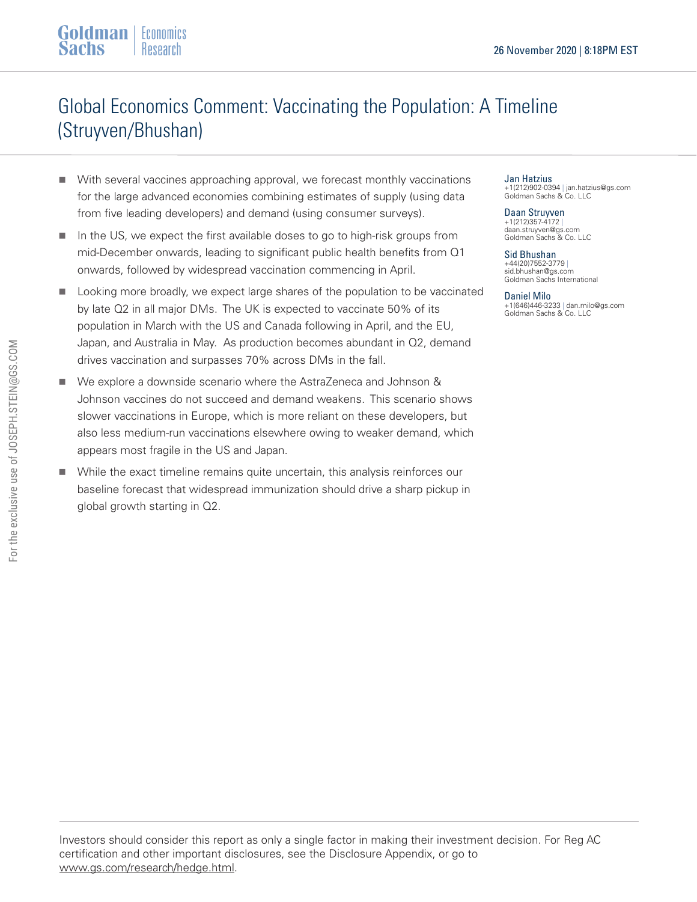Goldman Sachs | Economics Research

26 November 2020 | 8:18PM EST

# Global Economics Comment: Vaccinating the Population: A Timeline (Struyven/Bhushan)

- With several vaccines approaching approval, we forecast monthly vaccinations for the large advanced economies combining estimates of supply (using data from five leading developers) and demand (using consumer surveys).
- In the US, we expect the first available doses to go to high-risk groups from mid-December onwards, leading to significant public health benefits from Q1 onwards, followed by widespread vaccination commencing in April.
- Looking more broadly, we expect large shares of the population to be vaccinated by late Q2 in all major DMs. The UK is expected to vaccinate 50% of its population in March with the US and Canada following in April, and the EU, Japan, and Australia in May. As production becomes abundant in Q2, demand drives vaccination and surpasses 70% across DMs in the fall.
- We explore a downside scenario where the AstraZeneca and Johnson & Johnson vaccines do not succeed and demand weakens. This scenario shows slower vaccinations in Europe, which is more reliant on these developers, but also less medium-run vaccinations elsewhere owing to weaker demand, which appears most fragile in the US and Japan.
- While the exact timeline remains quite uncertain, this analysis reinforces our baseline forecast that widespread immunization should drive a sharp pickup in global growth starting in Q2.

**Jan Hatzius**
+1(212)902-0394 | jan.hatzius@gs.com
Goldman Sachs & Co. LLC

**Daan Struyven**
+1(212)357-4172 |
daan.struyven@gs.com
Goldman Sachs & Co. LLC

**Sid Bhushan**
+44(20)7552-3779 |
sid.bhushan@gs.com
Goldman Sachs International

**Daniel Milo**
+1(646)446-3233 | dan.milo@gs.com
Goldman Sachs & Co. LLC

Investors should consider this report as only a single factor in making their investment decision. For Reg AC certification and other important disclosures, see the Disclosure Appendix, or go to www.gs.com/research/hedge.html.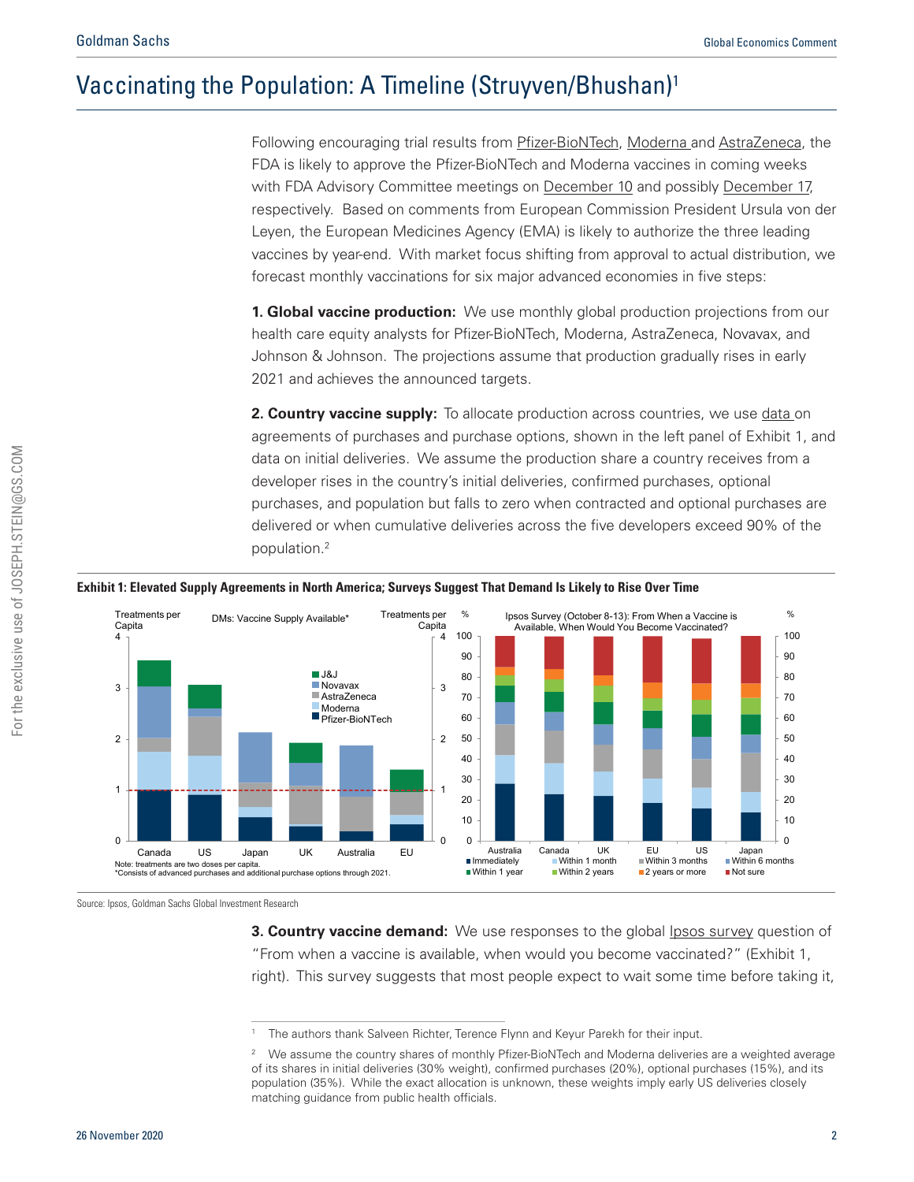# Vaccinating the Population: A Timeline (Struyven/Bhushan)[1]

Following encouraging trial results from Pfizer-BioNTech, Moderna and AstraZeneca, the FDA is likely to approve the Pfizer-BioNTech and Moderna vaccines in coming weeks with FDA Advisory Committee meetings on December 10 and possibly December 17, respectively. Based on comments from European Commission President Ursula von der Leyen, the European Medicines Agency (EMA) is likely to authorize the three leading vaccines by year-end. With market focus shifting from approval to actual distribution, we forecast monthly vaccinations for six major advanced economies in five steps:

**1. Global vaccine production:** We use monthly global production projections from our health care equity analysts for Pfizer-BioNTech, Moderna, AstraZeneca, Novavax, and Johnson & Johnson. The projections assume that production gradually rises in early 2021 and achieves the announced targets.

**2. Country vaccine supply:** To allocate production across countries, we use data on agreements of purchases and purchase options, shown in the left panel of Exhibit 1, and data on initial deliveries. We assume the production share a country receives from a developer rises in the country's initial deliveries, confirmed purchases, optional purchases, and population but falls to zero when contracted and optional purchases are delivered or when cumulative deliveries across the five developers exceed 90% of the population.[2]

**Exhibit 1: Elevated Supply Agreements in North America; Surveys Suggest That Demand Is Likely to Rise Over Time**

Note: treatments are two doses per capita.
*Consists of advanced purchases and additional purchase options through 2021.

Source: Ipsos, Goldman Sachs Global Investment Research

**3. Country vaccine demand:** We use responses to the global Ipsos survey question of "From when a vaccine is available, when would you become vaccinated?" (Exhibit 1, right). This survey suggests that most people expect to wait some time before taking it,

---

[1] The authors thank Salveen Richter, Terence Flynn and Keyur Parekh for their input.

[2] We assume the country shares of monthly Pfizer-BioNTech and Moderna deliveries are a weighted average of its shares in initial deliveries (30% weight), confirmed purchases (20%), optional purchases (15%), and its population (35%). While the exact allocation is unknown, these weights imply early US deliveries closely matching guidance from public health officials.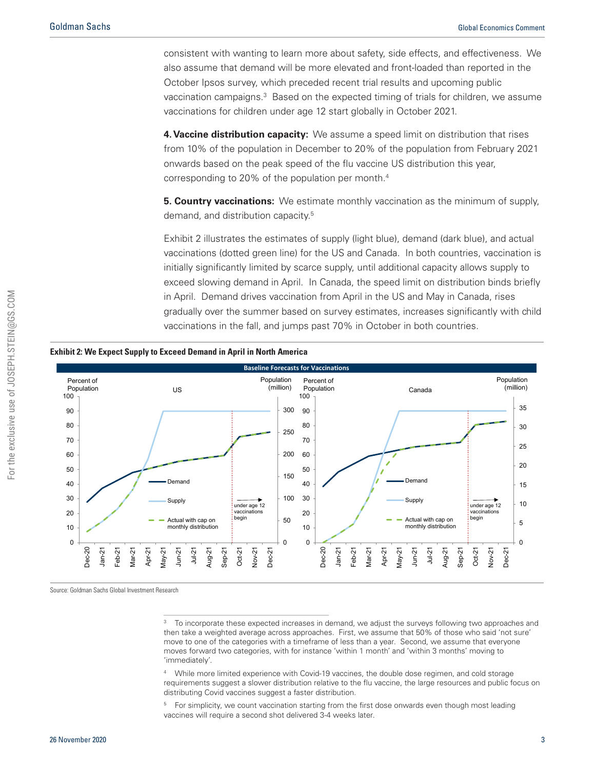consistent with wanting to learn more about safety, side effects, and effectiveness. We also assume that demand will be more elevated and front-loaded than reported in the October Ipsos survey, which preceded recent trial results and upcoming public vaccination campaigns.[3] Based on the expected timing of trials for children, we assume vaccinations for children under age 12 start globally in October 2021.

**4. Vaccine distribution capacity:** We assume a speed limit on distribution that rises from 10% of the population in December to 20% of the population from February 2021 onwards based on the peak speed of the flu vaccine US distribution this year, corresponding to 20% of the population per month.[4]

**5. Country vaccinations:** We estimate monthly vaccination as the minimum of supply, demand, and distribution capacity.[5]

Exhibit 2 illustrates the estimates of supply (light blue), demand (dark blue), and actual vaccinations (dotted green line) for the US and Canada. In both countries, vaccination is initially significantly limited by scarce supply, until additional capacity allows supply to exceed slowing demand in April. In Canada, the speed limit on distribution binds briefly in April. Demand drives vaccination from April in the US and May in Canada, rises gradually over the summer based on survey estimates, increases significantly with child vaccinations in the fall, and jumps past 70% in October in both countries.

**Exhibit 2: We Expect Supply to Exceed Demand in April in North America**

Source: Goldman Sachs Global Investment Research

[3] To incorporate these expected increases in demand, we adjust the surveys following two approaches and then take a weighted average across approaches. First, we assume that 50% of those who said 'not sure' move to one of the categories with a timeframe of less than a year. Second, we assume that everyone moves forward two categories, with for instance 'within 1 month' and 'within 3 months' moving to 'immediately'.

[4] While more limited experience with Covid-19 vaccines, the double dose regimen, and cold storage requirements suggest a slower distribution relative to the flu vaccine, the large resources and public focus on distributing Covid vaccines suggest a faster distribution.

[5] For simplicity, we count vaccination starting from the first dose onwards even though most leading vaccines will require a second shot delivered 3-4 weeks later.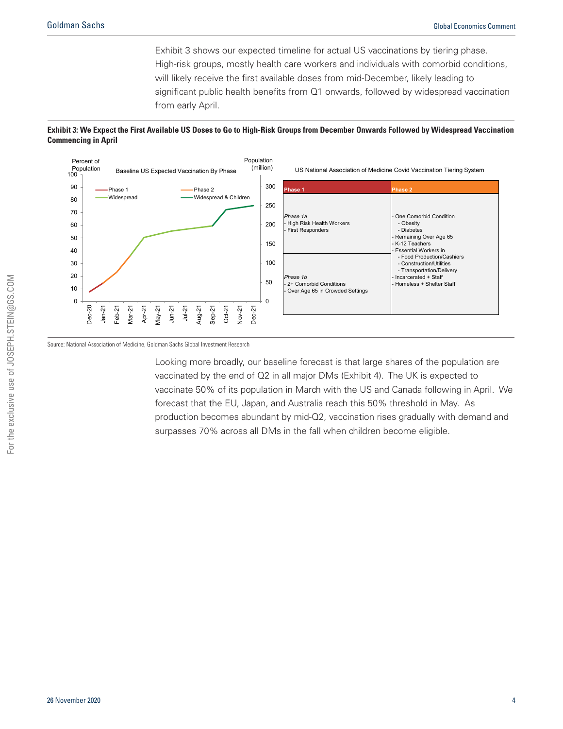Exhibit 3 shows our expected timeline for actual US vaccinations by tiering phase. High-risk groups, mostly health care workers and individuals with comorbid conditions, will likely receive the first available doses from mid-December, likely leading to significant public health benefits from Q1 onwards, followed by widespread vaccination from early April.

**Exhibit 3: We Expect the First Available US Doses to Go to High-Risk Groups from December Onwards Followed by Widespread Vaccination Commencing in April**

Baseline US Expected Vaccination By Phase

US National Association of Medicine Covid Vaccination Tiering System

| Phase 1 | Phase 2 |
| --- | --- |
| *Phase 1a*<br>- High Risk Health Workers<br>- First Responders<br><br>*Phase 1b*<br>- 2+ Comorbid Conditions<br>- Over Age 65 in Crowded Settings | - One Comorbid Condition<br>  - Obesity<br>  - Diabetes<br>- Remaining Over Age 65<br>- K-12 Teachers<br>- Essential Workers in<br>  - Food Production/Cashiers<br>  - Construction/Utilities<br>  - Transportation/Delivery<br>- Incarcerated + Staff<br>- Homeless + Shelter Staff |

Source: National Association of Medicine, Goldman Sachs Global Investment Research

Looking more broadly, our baseline forecast is that large shares of the population are vaccinated by the end of Q2 in all major DMs (Exhibit 4). The UK is expected to vaccinate 50% of its population in March with the US and Canada following in April. We forecast that the EU, Japan, and Australia reach this 50% threshold in May. As production becomes abundant by mid-Q2, vaccination rises gradually with demand and surpasses 70% across all DMs in the fall when children become eligible.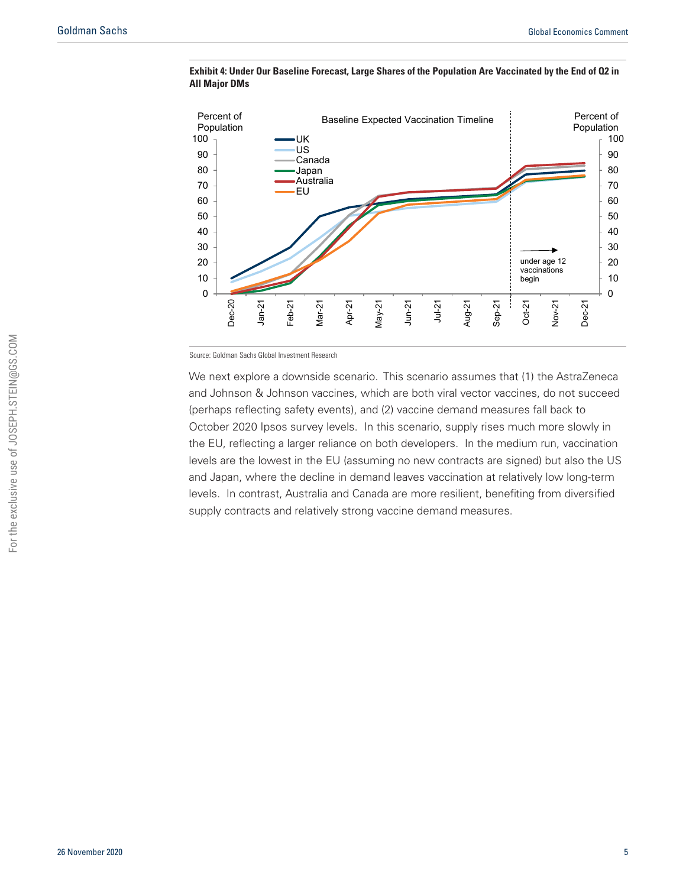**Exhibit 4: Under Our Baseline Forecast, Large Shares of the Population Are Vaccinated by the End of Q2 in All Major DMs**

Source: Goldman Sachs Global Investment Research

We next explore a downside scenario. This scenario assumes that (1) the AstraZeneca and Johnson & Johnson vaccines, which are both viral vector vaccines, do not succeed (perhaps reflecting safety events), and (2) vaccine demand measures fall back to October 2020 Ipsos survey levels. In this scenario, supply rises much more slowly in the EU, reflecting a larger reliance on both developers. In the medium run, vaccination levels are the lowest in the EU (assuming no new contracts are signed) but also the US and Japan, where the decline in demand leaves vaccination at relatively low long-term levels. In contrast, Australia and Canada are more resilient, benefiting from diversified supply contracts and relatively strong vaccine demand measures.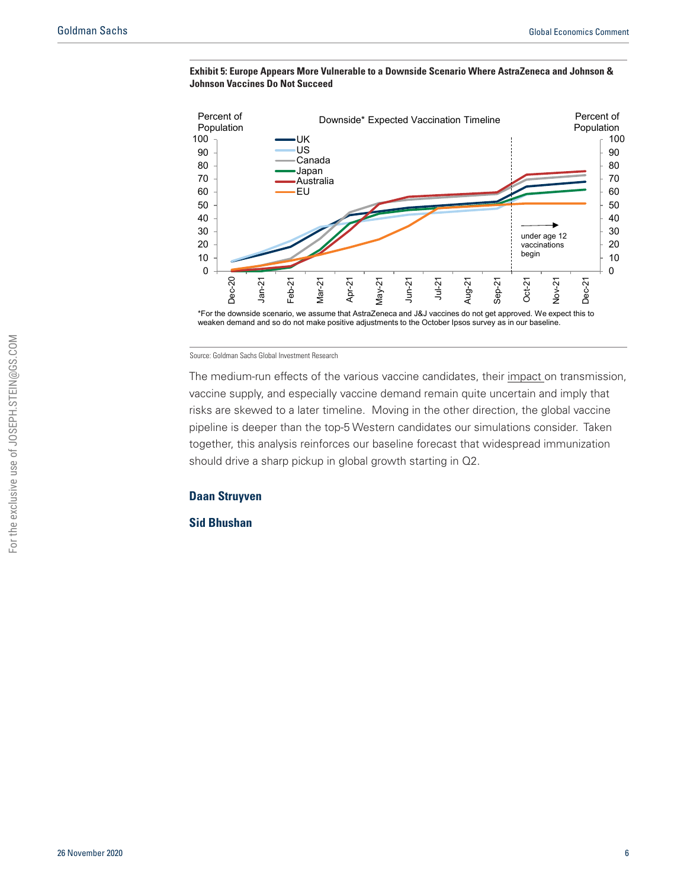**Exhibit 5: Europe Appears More Vulnerable to a Downside Scenario Where AstraZeneca and Johnson & Johnson Vaccines Do Not Succeed**

*For the downside scenario, we assume that AstraZeneca and J&J vaccines do not get approved. We expect this to weaken demand and so do not make positive adjustments to the October Ipsos survey as in our baseline.

Source: Goldman Sachs Global Investment Research

The medium-run effects of the various vaccine candidates, their impact on transmission, vaccine supply, and especially vaccine demand remain quite uncertain and imply that risks are skewed to a later timeline. Moving in the other direction, the global vaccine pipeline is deeper than the top-5 Western candidates our simulations consider. Taken together, this analysis reinforces our baseline forecast that widespread immunization should drive a sharp pickup in global growth starting in Q2.

**Daan Struyven**

**Sid Bhushan**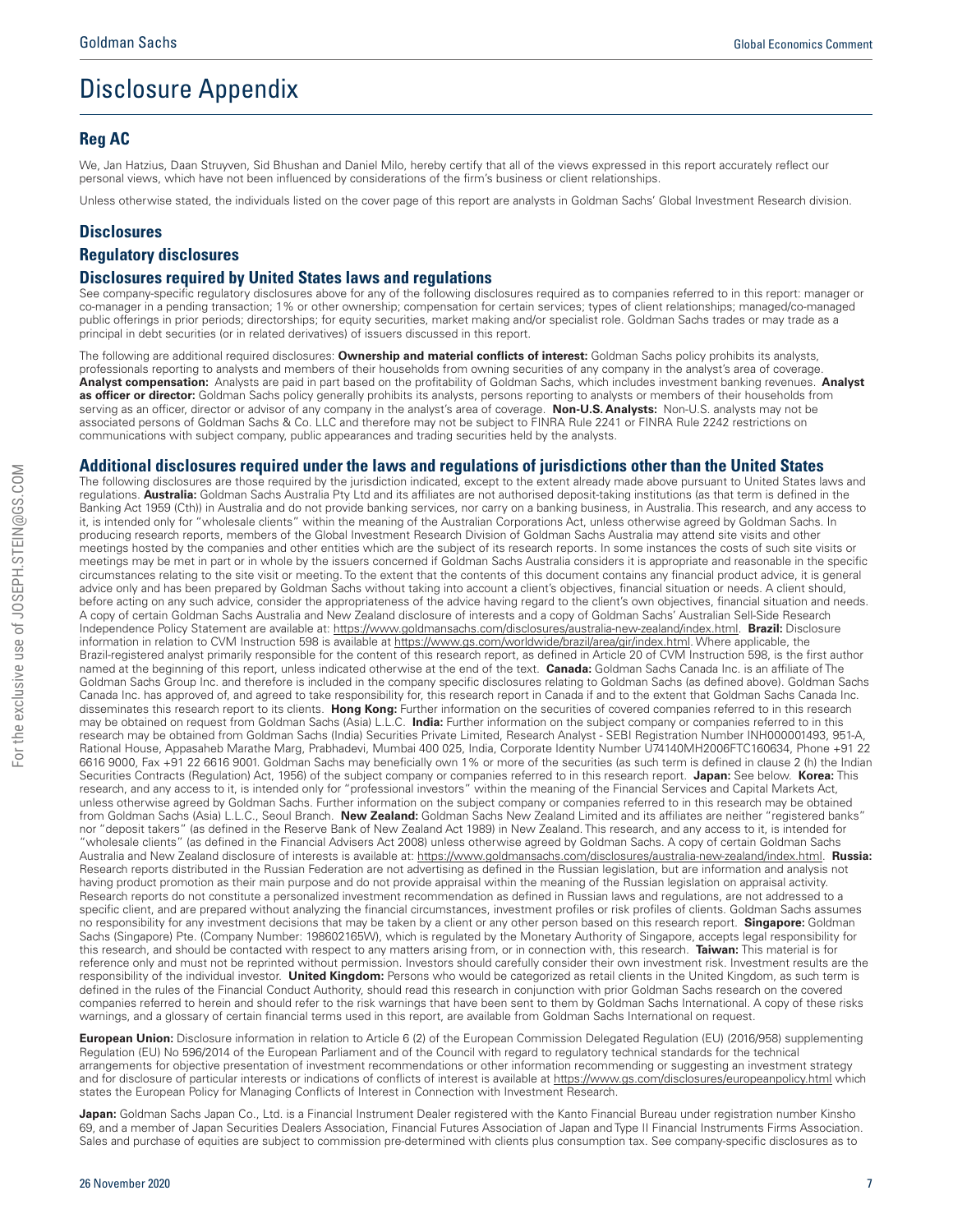# Disclosure Appendix

## Reg AC

We, Jan Hatzius, Daan Struyven, Sid Bhushan and Daniel Milo, hereby certify that all of the views expressed in this report accurately reflect our personal views, which have not been influenced by considerations of the firm's business or client relationships.

Unless otherwise stated, the individuals listed on the cover page of this report are analysts in Goldman Sachs' Global Investment Research division.

## Disclosures

### Regulatory disclosures

### Disclosures required by United States laws and regulations

See company-specific regulatory disclosures above for any of the following disclosures required as to companies referred to in this report: manager or co-manager in a pending transaction; 1% or other ownership; compensation for certain services; types of client relationships; managed/co-managed public offerings in prior periods; directorships; for equity securities, market making and/or specialist role. Goldman Sachs trades or may trade as a principal in debt securities (or in related derivatives) of issuers discussed in this report.

The following are additional required disclosures: **Ownership and material conflicts of interest:** Goldman Sachs policy prohibits its analysts, professionals reporting to analysts and members of their households from owning securities of any company in the analyst's area of coverage. **Analyst compensation:** Analysts are paid in part based on the profitability of Goldman Sachs, which includes investment banking revenues. **Analyst as officer or director:** Goldman Sachs policy generally prohibits its analysts, persons reporting to analysts or members of their households from serving as an officer, director or advisor of any company in the analyst's area of coverage. **Non-U.S. Analysts:** Non-U.S. analysts may not be associated persons of Goldman Sachs & Co. LLC and therefore may not be subject to FINRA Rule 2241 or FINRA Rule 2242 restrictions on communications with subject company, public appearances and trading securities held by the analysts.

### Additional disclosures required under the laws and regulations of jurisdictions other than the United States

The following disclosures are those required by the jurisdiction indicated, except to the extent already made above pursuant to United States laws and regulations. **Australia:** Goldman Sachs Australia Pty Ltd and its affiliates are not authorised deposit-taking institutions (as that term is defined in the Banking Act 1959 (Cth)) in Australia and do not provide banking services, nor carry on a banking business, in Australia. This research, and any access to it, is intended only for "wholesale clients" within the meaning of the Australian Corporations Act, unless otherwise agreed by Goldman Sachs. In producing research reports, members of the Global Investment Research Division of Goldman Sachs Australia may attend site visits and other meetings hosted by the companies and other entities which are the subject of its research reports. In some instances the costs of such site visits or meetings may be met in part or in whole by the issuers concerned if Goldman Sachs Australia considers it is appropriate and reasonable in the specific circumstances relating to the site visit or meeting. To the extent that the contents of this document contains any financial product advice, it is general advice only and has been prepared by Goldman Sachs without taking into account a client's objectives, financial situation or needs. A client should, before acting on any such advice, consider the appropriateness of the advice having regard to the client's own objectives, financial situation and needs. A copy of certain Goldman Sachs Australia and New Zealand disclosure of interests and a copy of Goldman Sachs' Australian Sell-Side Research Independence Policy Statement are available at: https://www.goldmansachs.com/disclosures/australia-new-zealand/index.html. **Brazil:** Disclosure information in relation to CVM Instruction 598 is available at https://www.gs.com/worldwide/brazil/area/gir/index.html. Where applicable, the Brazil-registered analyst primarily responsible for the content of this research report, as defined in Article 20 of CVM Instruction 598, is the first author named at the beginning of this report, unless indicated otherwise at the end of the text. **Canada:** Goldman Sachs Canada Inc. is an affiliate of The Goldman Sachs Group Inc. and therefore is included in the company specific disclosures relating to Goldman Sachs (as defined above). Goldman Sachs Canada Inc. has approved of, and agreed to take responsibility for, this research report in Canada if and to the extent that Goldman Sachs Canada Inc. disseminates this research report to its clients. **Hong Kong:** Further information on the securities of covered companies referred to in this research may be obtained on request from Goldman Sachs (Asia) L.L.C. **India:** Further information on the subject company or companies referred to in this research may be obtained from Goldman Sachs (India) Securities Private Limited, Research Analyst - SEBI Registration Number INH000001493, 951-A, Rational House, Appasaheb Marathe Marg, Prabhadevi, Mumbai 400 025, India, Corporate Identity Number U74140MH2006FTC160634, Phone +91 22 6616 9000, Fax +91 22 6616 9001. Goldman Sachs may beneficially own 1% or more of the securities (as such term is defined in clause 2 (h) the Indian Securities Contracts (Regulation) Act, 1956) of the subject company or companies referred to in this research report. **Japan:** See below. **Korea:** This research, and any access to it, is intended only for "professional investors" within the meaning of the Financial Services and Capital Markets Act, unless otherwise agreed by Goldman Sachs. Further information on the subject company or companies referred to in this research may be obtained from Goldman Sachs (Asia) L.L.C., Seoul Branch. **New Zealand:** Goldman Sachs New Zealand Limited and its affiliates are neither "registered banks" nor "deposit takers" (as defined in the Reserve Bank of New Zealand Act 1989) in New Zealand. This research, and any access to it, is intended for "wholesale clients" (as defined in the Financial Advisers Act 2008) unless otherwise agreed by Goldman Sachs. A copy of certain Goldman Sachs Australia and New Zealand disclosure of interests is available at: https://www.goldmansachs.com/disclosures/australia-new-zealand/index.html. **Russia:** Research reports distributed in the Russian Federation are not advertising as defined in the Russian legislation, but are information and analysis not having product promotion as their main purpose and do not provide appraisal within the meaning of the Russian legislation on appraisal activity. Research reports do not constitute a personalized investment recommendation as defined in Russian laws and regulations, are not addressed to a specific client, and are prepared without analyzing the financial circumstances, investment profiles or risk profiles of clients. Goldman Sachs assumes no responsibility for any investment decisions that may be taken by a client or any other person based on this research report. **Singapore:** Goldman Sachs (Singapore) Pte. (Company Number: 198602165W), which is regulated by the Monetary Authority of Singapore, accepts legal responsibility for this research, and should be contacted with respect to any matters arising from, or in connection with, this research. **Taiwan:** This material is for reference only and must not be reprinted without permission. Investors should carefully consider their own investment risk. Investment results are the responsibility of the individual investor. **United Kingdom:** Persons who would be categorized as retail clients in the United Kingdom, as such term is defined in the rules of the Financial Conduct Authority, should read this research in conjunction with prior Goldman Sachs research on the covered companies referred to herein and should refer to the risk warnings that have been sent to them by Goldman Sachs International. A copy of these risks warnings, and a glossary of certain financial terms used in this report, are available from Goldman Sachs International on request.

**European Union:** Disclosure information in relation to Article 6 (2) of the European Commission Delegated Regulation (EU) (2016/958) supplementing Regulation (EU) No 596/2014 of the European Parliament and of the Council with regard to regulatory technical standards for the technical arrangements for objective presentation of investment recommendations or other information recommending or suggesting an investment strategy and for disclosure of particular interests or indications of conflicts of interest is available at https://www.gs.com/disclosures/europeanpolicy.html which states the European Policy for Managing Conflicts of Interest in Connection with Investment Research.

**Japan:** Goldman Sachs Japan Co., Ltd. is a Financial Instrument Dealer registered with the Kanto Financial Bureau under registration number Kinsho 69, and a member of Japan Securities Dealers Association, Financial Futures Association of Japan and Type II Financial Instruments Firms Association. Sales and purchase of equities are subject to commission pre-determined with clients plus consumption tax. See company-specific disclosures as to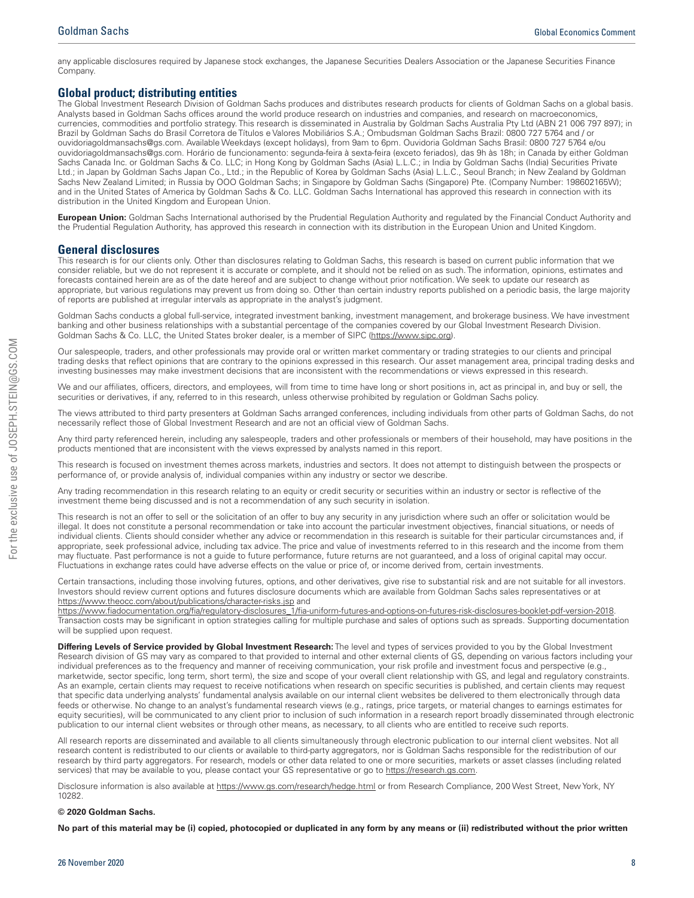any applicable disclosures required by Japanese stock exchanges, the Japanese Securities Dealers Association or the Japanese Securities Finance Company.

## Global product; distributing entities

The Global Investment Research Division of Goldman Sachs produces and distributes research products for clients of Goldman Sachs on a global basis. Analysts based in Goldman Sachs offices around the world produce research on industries and companies, and research on macroeconomics, currencies, commodities and portfolio strategy. This research is disseminated in Australia by Goldman Sachs Australia Pty Ltd (ABN 21 006 797 897); in Brazil by Goldman Sachs do Brasil Corretora de Títulos e Valores Mobiliários S.A.; Ombudsman Goldman Sachs Brazil: 0800 727 5764 and / or ouvidoriagoldmansachs@gs.com. Available Weekdays (except holidays), from 9am to 6pm. Ouvidoria Goldman Sachs Brasil: 0800 727 5764 e/ou ouvidoriagoldmansachs@gs.com. Horário de funcionamento: segunda-feira à sexta-feira (exceto feriados), das 9h às 18h; in Canada by either Goldman Sachs Canada Inc. or Goldman Sachs & Co. LLC; in Hong Kong by Goldman Sachs (Asia) L.L.C.; in India by Goldman Sachs (India) Securities Private Ltd.; in Japan by Goldman Sachs Japan Co., Ltd.; in the Republic of Korea by Goldman Sachs (Asia) L.L.C., Seoul Branch; in New Zealand by Goldman Sachs New Zealand Limited; in Russia by OOO Goldman Sachs; in Singapore by Goldman Sachs (Singapore) Pte. (Company Number: 198602165W); and in the United States of America by Goldman Sachs & Co. LLC. Goldman Sachs International has approved this research in connection with its distribution in the United Kingdom and European Union.

**European Union:** Goldman Sachs International authorised by the Prudential Regulation Authority and regulated by the Financial Conduct Authority and the Prudential Regulation Authority, has approved this research in connection with its distribution in the European Union and United Kingdom.

## General disclosures

This research is for our clients only. Other than disclosures relating to Goldman Sachs, this research is based on current public information that we consider reliable, but we do not represent it is accurate or complete, and it should not be relied on as such. The information, opinions, estimates and forecasts contained herein are as of the date hereof and are subject to change without prior notification. We seek to update our research as appropriate, but various regulations may prevent us from doing so. Other than certain industry reports published on a periodic basis, the large majority of reports are published at irregular intervals as appropriate in the analyst's judgment.

Goldman Sachs conducts a global full-service, integrated investment banking, investment management, and brokerage business. We have investment banking and other business relationships with a substantial percentage of the companies covered by our Global Investment Research Division. Goldman Sachs & Co. LLC, the United States broker dealer, is a member of SIPC (https://www.sipc.org).

Our salespeople, traders, and other professionals may provide oral or written market commentary or trading strategies to our clients and principal trading desks that reflect opinions that are contrary to the opinions expressed in this research. Our asset management area, principal trading desks and investing businesses may make investment decisions that are inconsistent with the recommendations or views expressed in this research.

We and our affiliates, officers, directors, and employees, will from time to time have long or short positions in, act as principal in, and buy or sell, the securities or derivatives, if any, referred to in this research, unless otherwise prohibited by regulation or Goldman Sachs policy.

The views attributed to third party presenters at Goldman Sachs arranged conferences, including individuals from other parts of Goldman Sachs, do not necessarily reflect those of Global Investment Research and are not an official view of Goldman Sachs.

Any third party referenced herein, including any salespeople, traders and other professionals or members of their household, may have positions in the products mentioned that are inconsistent with the views expressed by analysts named in this report.

This research is focused on investment themes across markets, industries and sectors. It does not attempt to distinguish between the prospects or performance of, or provide analysis of, individual companies within any industry or sector we describe.

Any trading recommendation in this research relating to an equity or credit security or securities within an industry or sector is reflective of the investment theme being discussed and is not a recommendation of any such security in isolation.

This research is not an offer to sell or the solicitation of an offer to buy any security in any jurisdiction where such an offer or solicitation would be illegal. It does not constitute a personal recommendation or take into account the particular investment objectives, financial situations, or needs of individual clients. Clients should consider whether any advice or recommendation in this research is suitable for their particular circumstances and, if appropriate, seek professional advice, including tax advice. The price and value of investments referred to in this research and the income from them may fluctuate. Past performance is not a guide to future performance, future returns are not guaranteed, and a loss of original capital may occur. Fluctuations in exchange rates could have adverse effects on the value or price of, or income derived from, certain investments.

Certain transactions, including those involving futures, options, and other derivatives, give rise to substantial risk and are not suitable for all investors. Investors should review current options and futures disclosure documents which are available from Goldman Sachs sales representatives or at https://www.theocc.com/about/publications/character-risks.jsp and https://www.fiadocumentation.org/fia/regulatory-disclosures_1/fia-uniform-futures-and-options-on-futures-risk-disclosures-booklet-pdf-version-2018. Transaction costs may be significant in option strategies calling for multiple purchase and sales of options such as spreads. Supporting documentation will be supplied upon request.

**Differing Levels of Service provided by Global Investment Research:** The level and types of services provided to you by the Global Investment Research division of GS may vary as compared to that provided to internal and other external clients of GS, depending on various factors including your individual preferences as to the frequency and manner of receiving communication, your risk profile and investment focus and perspective (e.g., marketwide, sector specific, long term, short term), the size and scope of your overall client relationship with GS, and legal and regulatory constraints. As an example, certain clients may request to receive notifications when research on specific securities is published, and certain clients may request that specific data underlying analysts' fundamental analysis available on our internal client websites be delivered to them electronically through data feeds or otherwise. No change to an analyst's fundamental research views (e.g., ratings, price targets, or material changes to earnings estimates for equity securities), will be communicated to any client prior to inclusion of such information in a research report broadly disseminated through electronic publication to our internal client websites or through other means, as necessary, to all clients who are entitled to receive such reports.

All research reports are disseminated and available to all clients simultaneously through electronic publication to our internal client websites. Not all research content is redistributed to our clients or available to third-party aggregators, nor is Goldman Sachs responsible for the redistribution of our research by third party aggregators. For research, models or other data related to one or more securities, markets or asset classes (including related services) that may be available to you, please contact your GS representative or go to https://research.gs.com.

Disclosure information is also available at https://www.gs.com/research/hedge.html or from Research Compliance, 200 West Street, New York, NY 10282.

**© 2020 Goldman Sachs.**

**No part of this material may be (i) copied, photocopied or duplicated in any form by any means or (ii) redistributed without the prior written**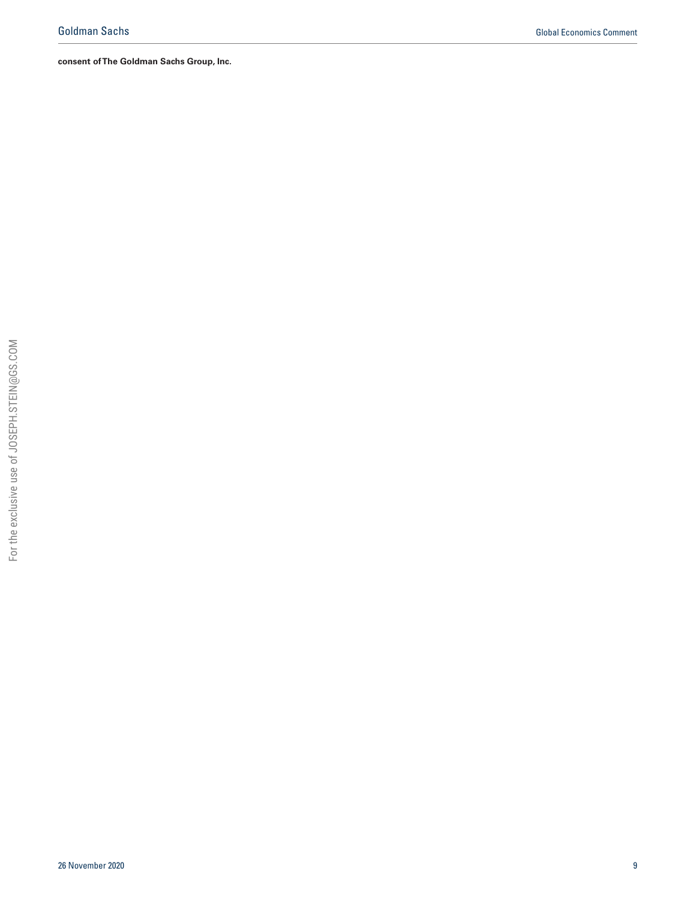**consent of The Goldman Sachs Group, Inc.**